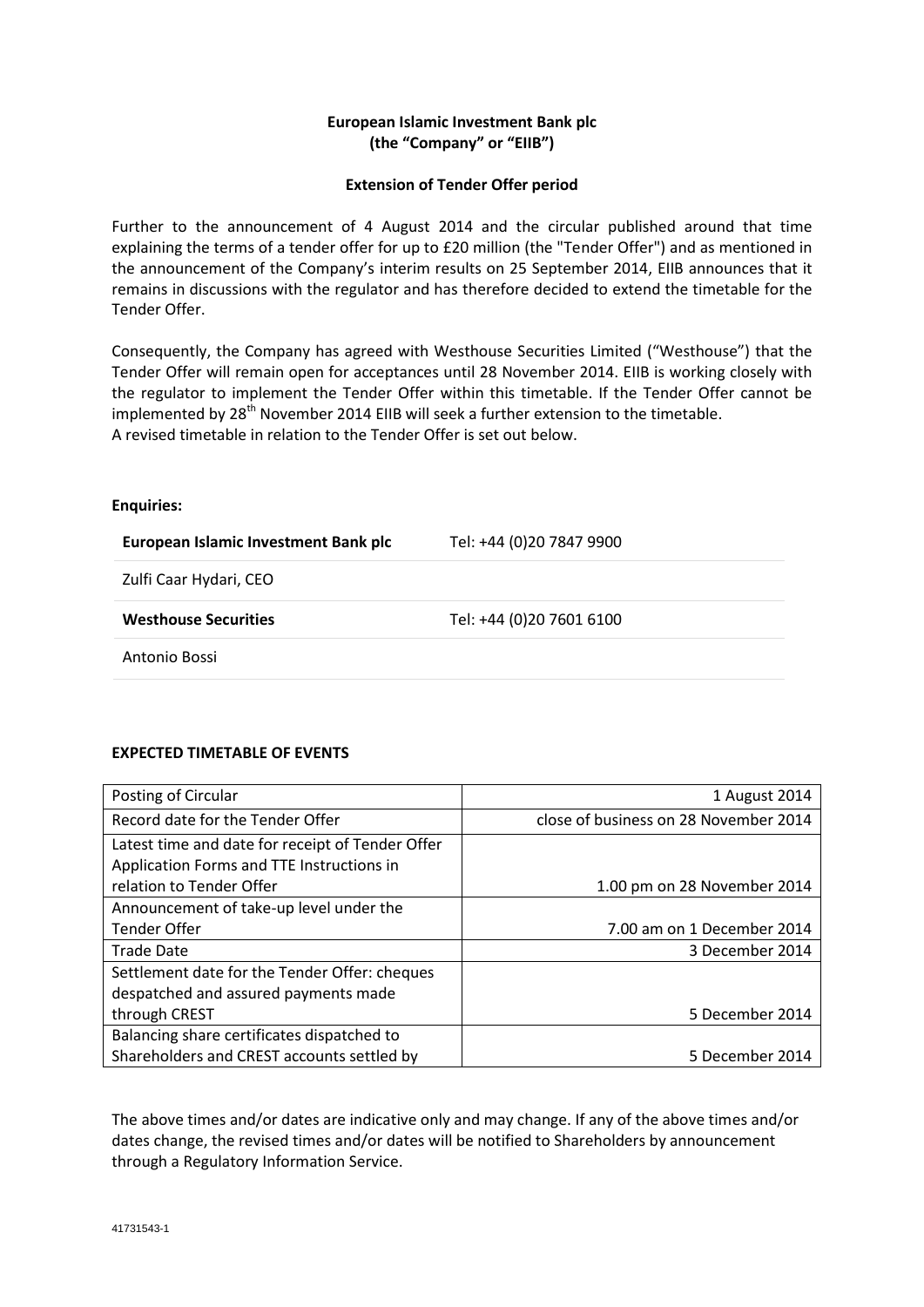**European Islamic Investment Bank plc**
**(the "Company" or "EIIB")**

**Extension of Tender Offer period**

Further to the announcement of 4 August 2014 and the circular published around that time explaining the terms of a tender offer for up to £20 million (the "Tender Offer") and as mentioned in the announcement of the Company's interim results on 25 September 2014, EIIB announces that it remains in discussions with the regulator and has therefore decided to extend the timetable for the Tender Offer.

Consequently, the Company has agreed with Westhouse Securities Limited ("Westhouse") that the Tender Offer will remain open for acceptances until 28 November 2014. EIIB is working closely with the regulator to implement the Tender Offer within this timetable. If the Tender Offer cannot be implemented by 28th November 2014 EIIB will seek a further extension to the timetable.
A revised timetable in relation to the Tender Offer is set out below.

**Enquiries:**

| | |
|---|---|
| **European Islamic Investment Bank plc** | Tel: +44 (0)20 7847 9900 |
| Zulfi Caar Hydari, CEO | |
| **Westhouse Securities** | Tel: +44 (0)20 7601 6100 |
| Antonio Bossi | |

**EXPECTED TIMETABLE OF EVENTS**

| | |
|---|---|
| Posting of Circular | 1 August 2014 |
| Record date for the Tender Offer | close of business on 28 November 2014 |
| Latest time and date for receipt of Tender Offer Application Forms and TTE Instructions in relation to Tender Offer | 1.00 pm on 28 November 2014 |
| Announcement of take-up level under the Tender Offer | 7.00 am on 1 December 2014 |
| Trade Date | 3 December 2014 |
| Settlement date for the Tender Offer: cheques despatched and assured payments made through CREST | 5 December 2014 |
| Balancing share certificates dispatched to Shareholders and CREST accounts settled by | 5 December 2014 |

The above times and/or dates are indicative only and may change. If any of the above times and/or dates change, the revised times and/or dates will be notified to Shareholders by announcement through a Regulatory Information Service.

41731543-1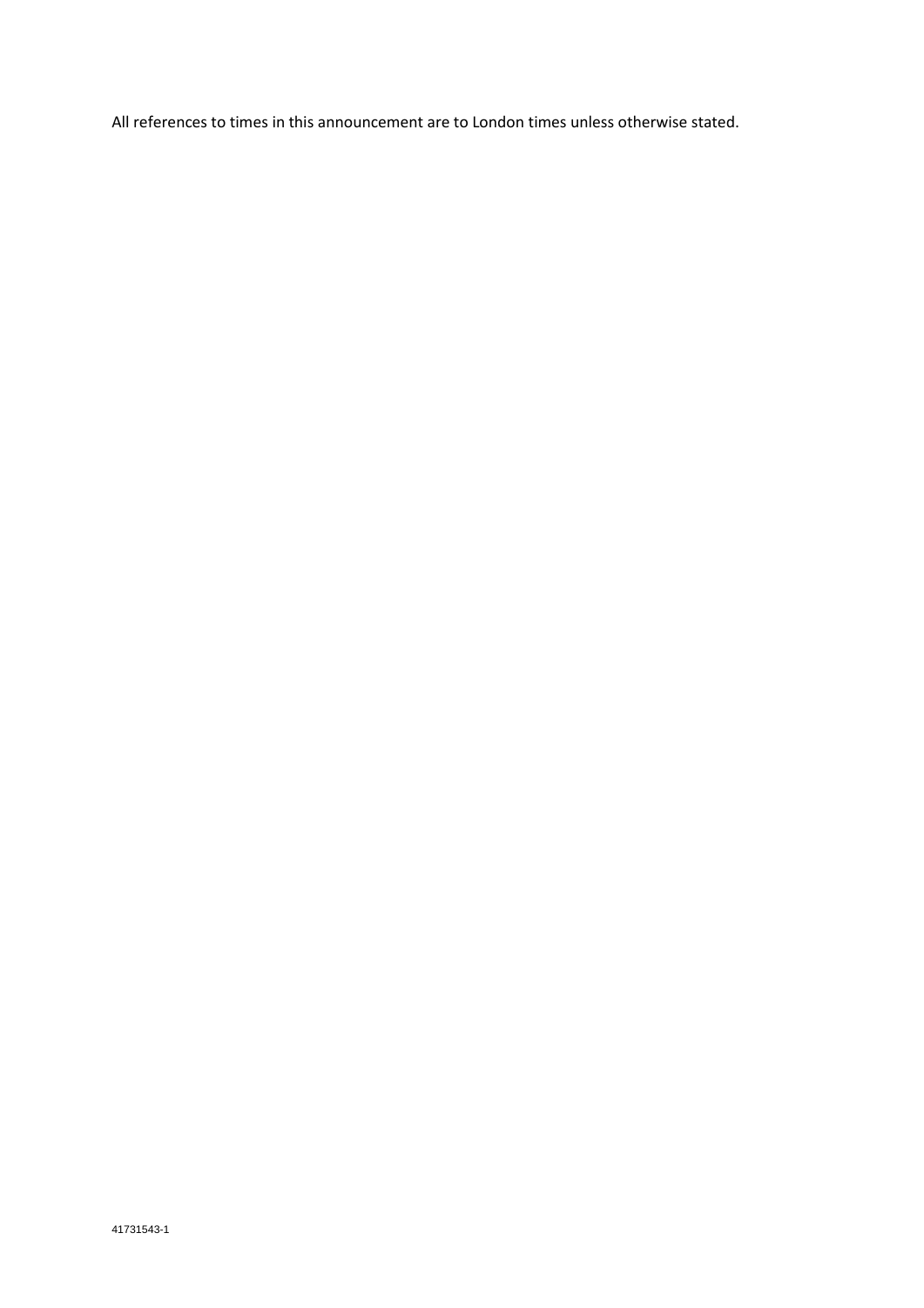All references to times in this announcement are to London times unless otherwise stated.